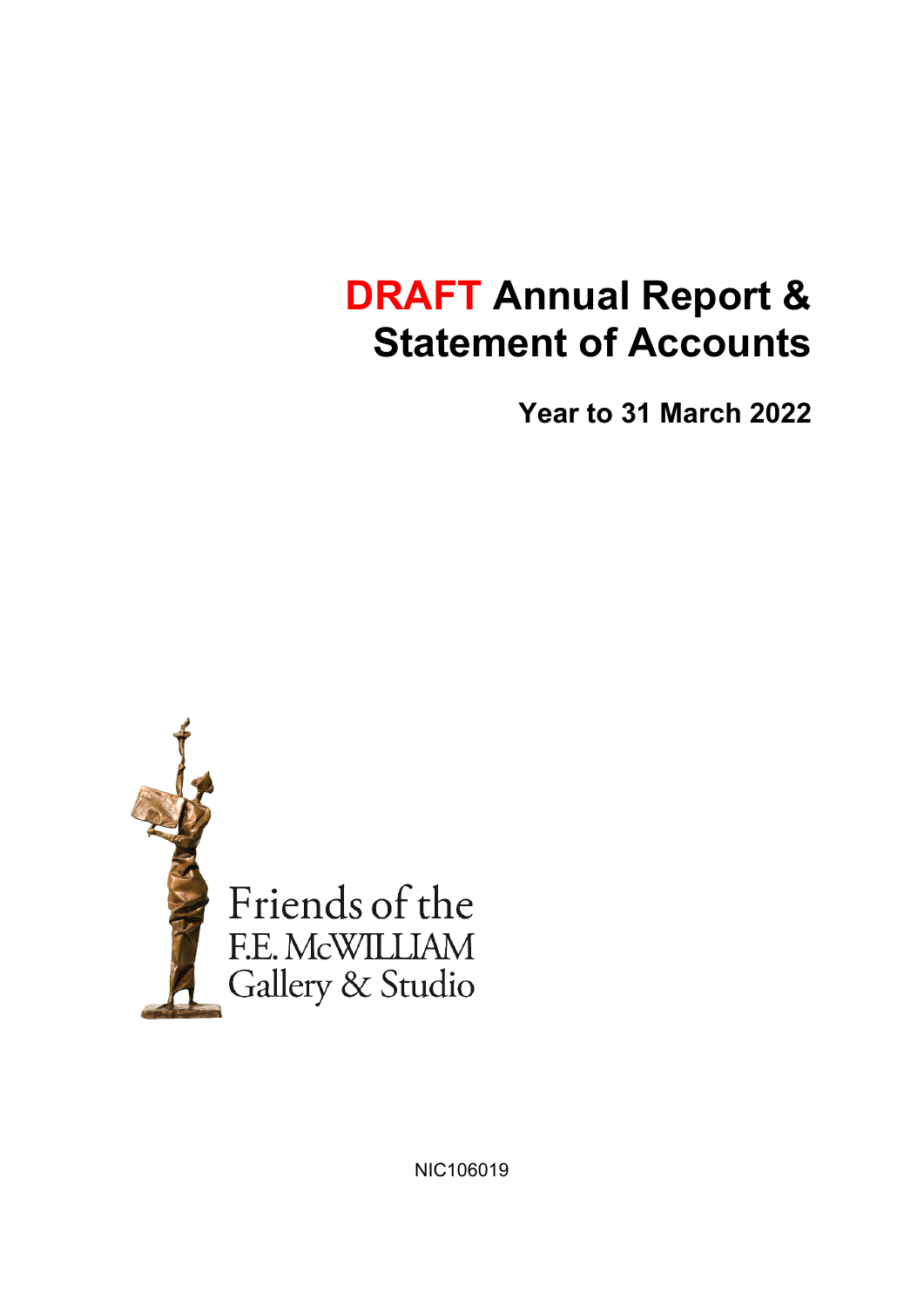# DRAFT Annual Report & Statement of Accounts

## Year to 31 March 2022

Friends of the
F.E. McWILLIAM
Gallery & Studio

NIC106019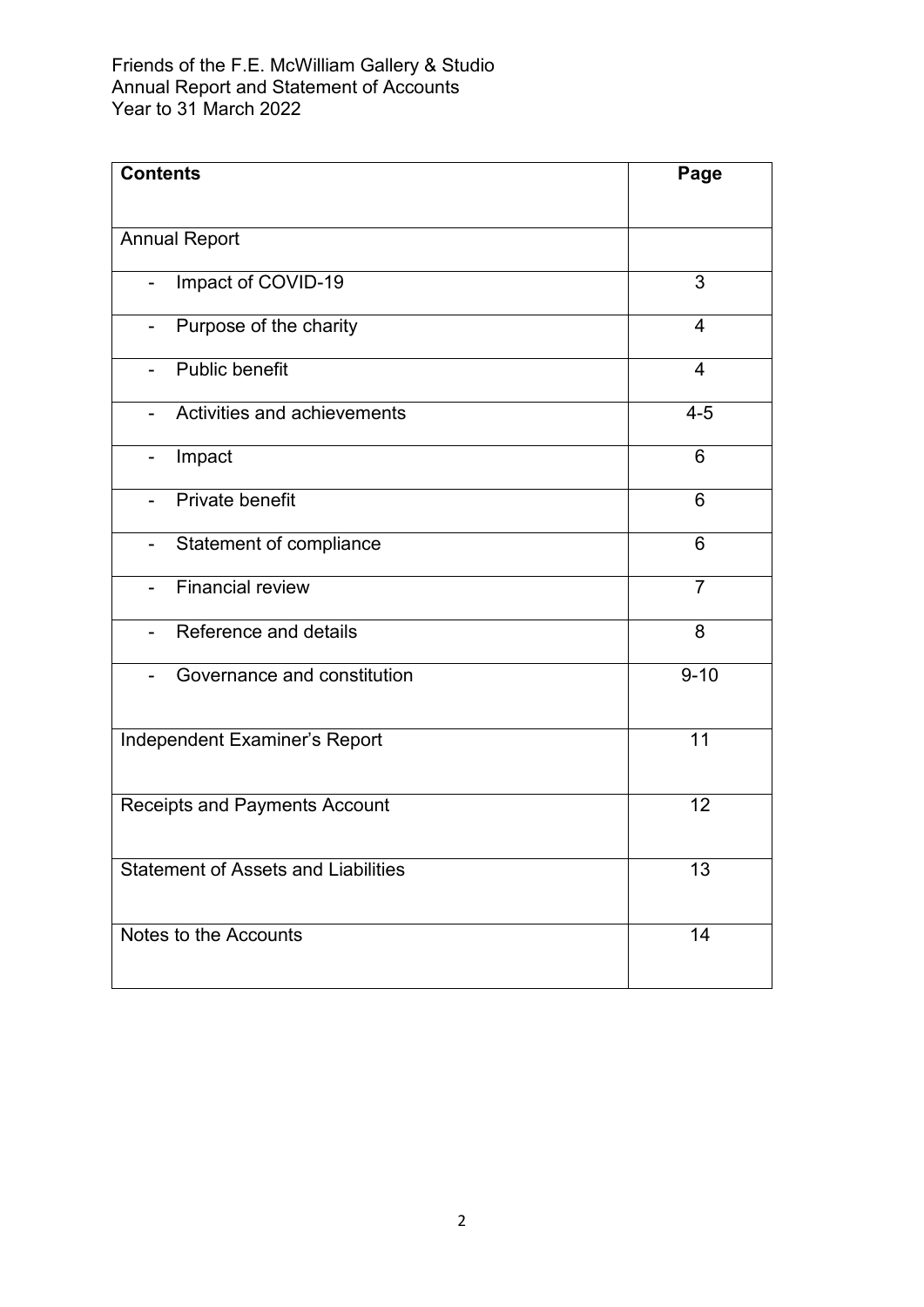Friends of the F.E. McWilliam Gallery & Studio
Annual Report and Statement of Accounts
Year to 31 March 2022

| **Contents** | **Page** |
|---|---|
| Annual Report | |
| - Impact of COVID-19 | 3 |
| - Purpose of the charity | 4 |
| - Public benefit | 4 |
| - Activities and achievements | 4-5 |
| - Impact | 6 |
| - Private benefit | 6 |
| - Statement of compliance | 6 |
| - Financial review | 7 |
| - Reference and details | 8 |
| - Governance and constitution | 9-10 |
| Independent Examiner's Report | 11 |
| Receipts and Payments Account | 12 |
| Statement of Assets and Liabilities | 13 |
| Notes to the Accounts | 14 |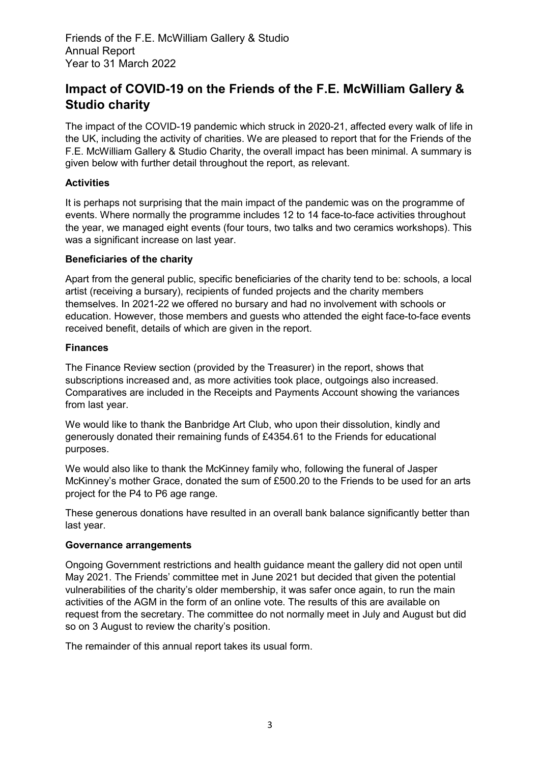Friends of the F.E. McWilliam Gallery & Studio
Annual Report
Year to 31 March 2022

# Impact of COVID-19 on the Friends of the F.E. McWilliam Gallery & Studio charity

The impact of the COVID-19 pandemic which struck in 2020-21, affected every walk of life in the UK, including the activity of charities. We are pleased to report that for the Friends of the F.E. McWilliam Gallery & Studio Charity, the overall impact has been minimal. A summary is given below with further detail throughout the report, as relevant.

**Activities**

It is perhaps not surprising that the main impact of the pandemic was on the programme of events. Where normally the programme includes 12 to 14 face-to-face activities throughout the year, we managed eight events (four tours, two talks and two ceramics workshops). This was a significant increase on last year.

**Beneficiaries of the charity**

Apart from the general public, specific beneficiaries of the charity tend to be: schools, a local artist (receiving a bursary), recipients of funded projects and the charity members themselves. In 2021-22 we offered no bursary and had no involvement with schools or education. However, those members and guests who attended the eight face-to-face events received benefit, details of which are given in the report.

**Finances**

The Finance Review section (provided by the Treasurer) in the report, shows that subscriptions increased and, as more activities took place, outgoings also increased. Comparatives are included in the Receipts and Payments Account showing the variances from last year.

We would like to thank the Banbridge Art Club, who upon their dissolution, kindly and generously donated their remaining funds of £4354.61 to the Friends for educational purposes.

We would also like to thank the McKinney family who, following the funeral of Jasper McKinney's mother Grace, donated the sum of £500.20 to the Friends to be used for an arts project for the P4 to P6 age range.

These generous donations have resulted in an overall bank balance significantly better than last year.

**Governance arrangements**

Ongoing Government restrictions and health guidance meant the gallery did not open until May 2021. The Friends' committee met in June 2021 but decided that given the potential vulnerabilities of the charity's older membership, it was safer once again, to run the main activities of the AGM in the form of an online vote. The results of this are available on request from the secretary. The committee do not normally meet in July and August but did so on 3 August to review the charity's position.

The remainder of this annual report takes its usual form.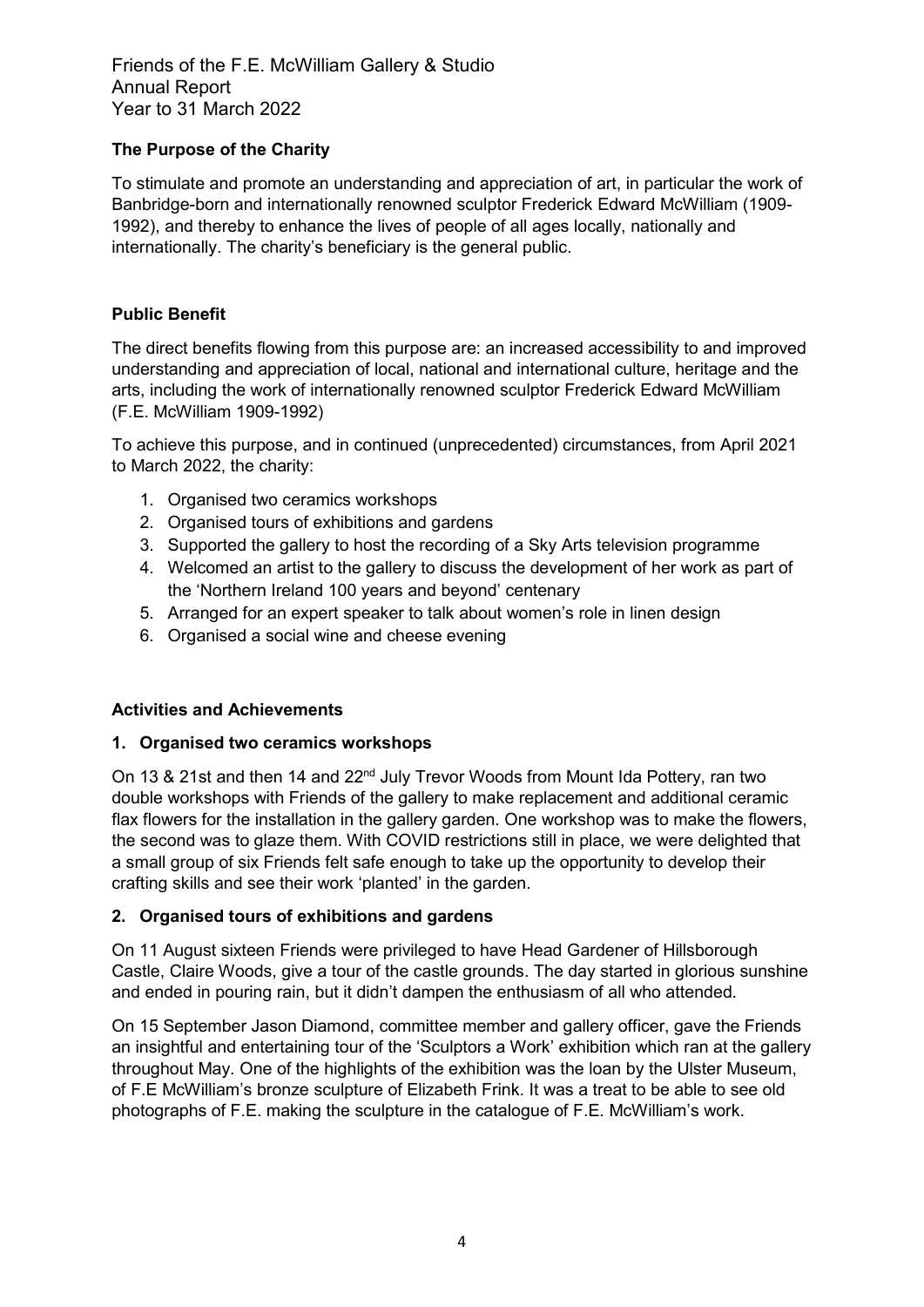Friends of the F.E. McWilliam Gallery & Studio
Annual Report
Year to 31 March 2022

**The Purpose of the Charity**

To stimulate and promote an understanding and appreciation of art, in particular the work of Banbridge-born and internationally renowned sculptor Frederick Edward McWilliam (1909-1992), and thereby to enhance the lives of people of all ages locally, nationally and internationally. The charity's beneficiary is the general public.

**Public Benefit**

The direct benefits flowing from this purpose are: an increased accessibility to and improved understanding and appreciation of local, national and international culture, heritage and the arts, including the work of internationally renowned sculptor Frederick Edward McWilliam (F.E. McWilliam 1909-1992)

To achieve this purpose, and in continued (unprecedented) circumstances, from April 2021 to March 2022, the charity:

1. Organised two ceramics workshops
2. Organised tours of exhibitions and gardens
3. Supported the gallery to host the recording of a Sky Arts television programme
4. Welcomed an artist to the gallery to discuss the development of her work as part of the 'Northern Ireland 100 years and beyond' centenary
5. Arranged for an expert speaker to talk about women's role in linen design
6. Organised a social wine and cheese evening

**Activities and Achievements**

**1. Organised two ceramics workshops**

On 13 & 21st and then 14 and 22nd July Trevor Woods from Mount Ida Pottery, ran two double workshops with Friends of the gallery to make replacement and additional ceramic flax flowers for the installation in the gallery garden. One workshop was to make the flowers, the second was to glaze them. With COVID restrictions still in place, we were delighted that a small group of six Friends felt safe enough to take up the opportunity to develop their crafting skills and see their work 'planted' in the garden.

**2. Organised tours of exhibitions and gardens**

On 11 August sixteen Friends were privileged to have Head Gardener of Hillsborough Castle, Claire Woods, give a tour of the castle grounds. The day started in glorious sunshine and ended in pouring rain, but it didn't dampen the enthusiasm of all who attended.

On 15 September Jason Diamond, committee member and gallery officer, gave the Friends an insightful and entertaining tour of the 'Sculptors a Work' exhibition which ran at the gallery throughout May. One of the highlights of the exhibition was the loan by the Ulster Museum, of F.E McWilliam's bronze sculpture of Elizabeth Frink. It was a treat to be able to see old photographs of F.E. making the sculpture in the catalogue of F.E. McWilliam's work.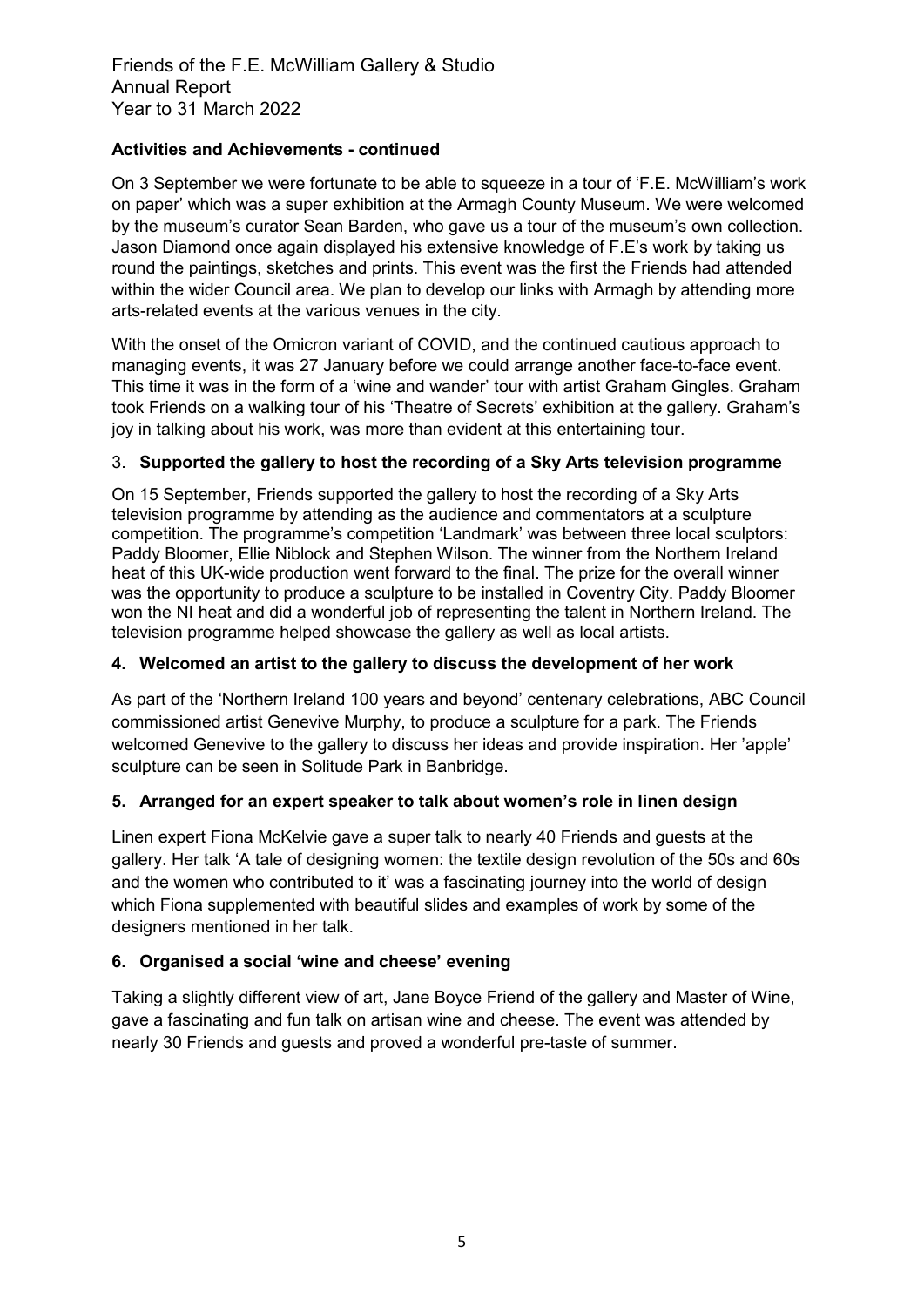**Activities and Achievements - continued**

On 3 September we were fortunate to be able to squeeze in a tour of 'F.E. McWilliam's work on paper' which was a super exhibition at the Armagh County Museum. We were welcomed by the museum's curator Sean Barden, who gave us a tour of the museum's own collection. Jason Diamond once again displayed his extensive knowledge of F.E's work by taking us round the paintings, sketches and prints. This event was the first the Friends had attended within the wider Council area. We plan to develop our links with Armagh by attending more arts-related events at the various venues in the city.

With the onset of the Omicron variant of COVID, and the continued cautious approach to managing events, it was 27 January before we could arrange another face-to-face event. This time it was in the form of a 'wine and wander' tour with artist Graham Gingles. Graham took Friends on a walking tour of his 'Theatre of Secrets' exhibition at the gallery. Graham's joy in talking about his work, was more than evident at this entertaining tour.

3. **Supported the gallery to host the recording of a Sky Arts television programme**

On 15 September, Friends supported the gallery to host the recording of a Sky Arts television programme by attending as the audience and commentators at a sculpture competition. The programme's competition 'Landmark' was between three local sculptors: Paddy Bloomer, Ellie Niblock and Stephen Wilson. The winner from the Northern Ireland heat of this UK-wide production went forward to the final. The prize for the overall winner was the opportunity to produce a sculpture to be installed in Coventry City. Paddy Bloomer won the NI heat and did a wonderful job of representing the talent in Northern Ireland. The television programme helped showcase the gallery as well as local artists.

4. **Welcomed an artist to the gallery to discuss the development of her work**

As part of the 'Northern Ireland 100 years and beyond' centenary celebrations, ABC Council commissioned artist Genevive Murphy, to produce a sculpture for a park. The Friends welcomed Genevive to the gallery to discuss her ideas and provide inspiration. Her 'apple' sculpture can be seen in Solitude Park in Banbridge.

5. **Arranged for an expert speaker to talk about women's role in linen design**

Linen expert Fiona McKelvie gave a super talk to nearly 40 Friends and guests at the gallery. Her talk 'A tale of designing women: the textile design revolution of the 50s and 60s and the women who contributed to it' was a fascinating journey into the world of design which Fiona supplemented with beautiful slides and examples of work by some of the designers mentioned in her talk.

6. **Organised a social 'wine and cheese' evening**

Taking a slightly different view of art, Jane Boyce Friend of the gallery and Master of Wine, gave a fascinating and fun talk on artisan wine and cheese. The event was attended by nearly 30 Friends and guests and proved a wonderful pre-taste of summer.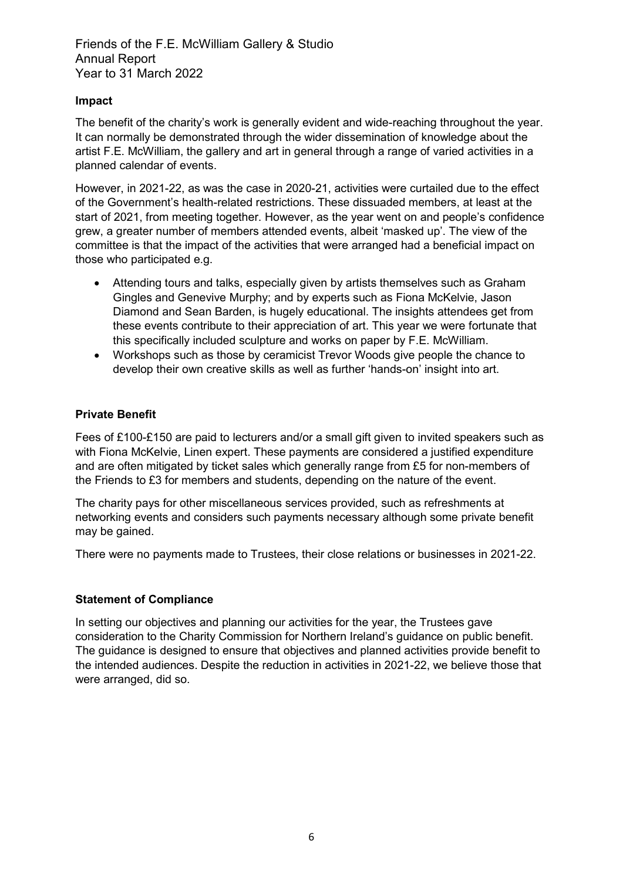### Impact

The benefit of the charity's work is generally evident and wide-reaching throughout the year. It can normally be demonstrated through the wider dissemination of knowledge about the artist F.E. McWilliam, the gallery and art in general through a range of varied activities in a planned calendar of events.

However, in 2021-22, as was the case in 2020-21, activities were curtailed due to the effect of the Government's health-related restrictions. These dissuaded members, at least at the start of 2021, from meeting together. However, as the year went on and people's confidence grew, a greater number of members attended events, albeit 'masked up'. The view of the committee is that the impact of the activities that were arranged had a beneficial impact on those who participated e.g.

- Attending tours and talks, especially given by artists themselves such as Graham Gingles and Genevive Murphy; and by experts such as Fiona McKelvie, Jason Diamond and Sean Barden, is hugely educational. The insights attendees get from these events contribute to their appreciation of art. This year we were fortunate that this specifically included sculpture and works on paper by F.E. McWilliam.
- Workshops such as those by ceramicist Trevor Woods give people the chance to develop their own creative skills as well as further 'hands-on' insight into art.

### Private Benefit

Fees of £100-£150 are paid to lecturers and/or a small gift given to invited speakers such as with Fiona McKelvie, Linen expert. These payments are considered a justified expenditure and are often mitigated by ticket sales which generally range from £5 for non-members of the Friends to £3 for members and students, depending on the nature of the event.

The charity pays for other miscellaneous services provided, such as refreshments at networking events and considers such payments necessary although some private benefit may be gained.

There were no payments made to Trustees, their close relations or businesses in 2021-22.

### Statement of Compliance

In setting our objectives and planning our activities for the year, the Trustees gave consideration to the Charity Commission for Northern Ireland's guidance on public benefit. The guidance is designed to ensure that objectives and planned activities provide benefit to the intended audiences. Despite the reduction in activities in 2021-22, we believe those that were arranged, did so.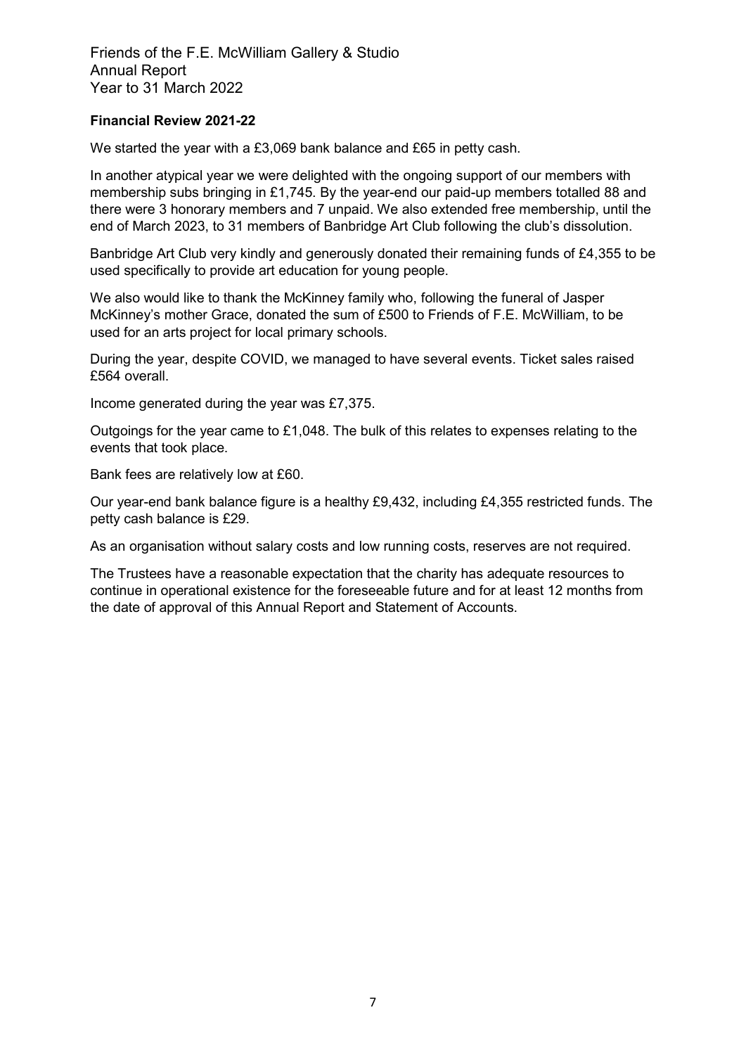### Financial Review 2021-22

We started the year with a £3,069 bank balance and £65 in petty cash.

In another atypical year we were delighted with the ongoing support of our members with membership subs bringing in £1,745. By the year-end our paid-up members totalled 88 and there were 3 honorary members and 7 unpaid. We also extended free membership, until the end of March 2023, to 31 members of Banbridge Art Club following the club's dissolution.

Banbridge Art Club very kindly and generously donated their remaining funds of £4,355 to be used specifically to provide art education for young people.

We also would like to thank the McKinney family who, following the funeral of Jasper McKinney's mother Grace, donated the sum of £500 to Friends of F.E. McWilliam, to be used for an arts project for local primary schools.

During the year, despite COVID, we managed to have several events. Ticket sales raised £564 overall.

Income generated during the year was £7,375.

Outgoings for the year came to £1,048. The bulk of this relates to expenses relating to the events that took place.

Bank fees are relatively low at £60.

Our year-end bank balance figure is a healthy £9,432, including £4,355 restricted funds. The petty cash balance is £29.

As an organisation without salary costs and low running costs, reserves are not required.

The Trustees have a reasonable expectation that the charity has adequate resources to continue in operational existence for the foreseeable future and for at least 12 months from the date of approval of this Annual Report and Statement of Accounts.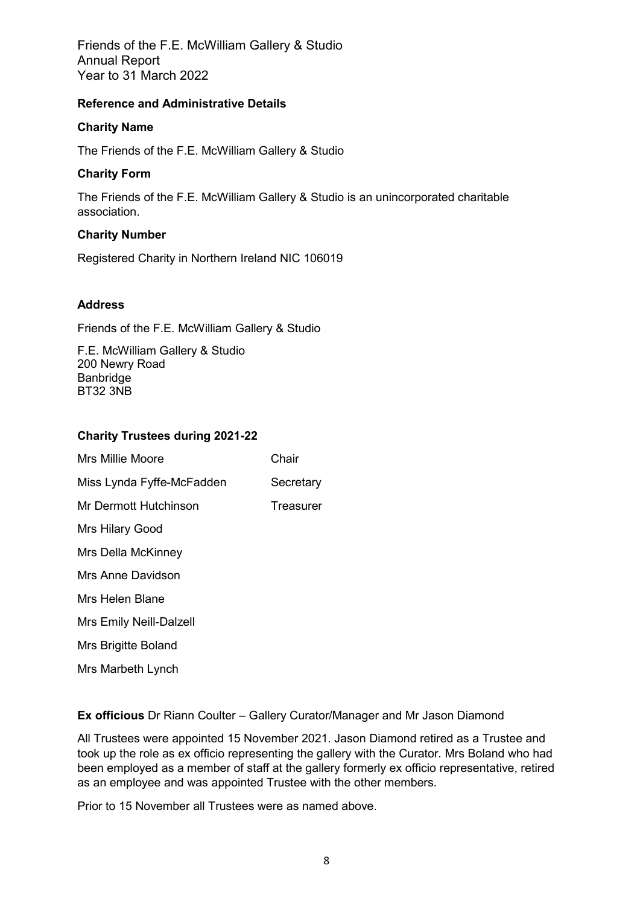Friends of the F.E. McWilliam Gallery & Studio
Annual Report
Year to 31 March 2022

**Reference and Administrative Details**

**Charity Name**

The Friends of the F.E. McWilliam Gallery & Studio

**Charity Form**

The Friends of the F.E. McWilliam Gallery & Studio is an unincorporated charitable association.

**Charity Number**

Registered Charity in Northern Ireland NIC 106019

**Address**

Friends of the F.E. McWilliam Gallery & Studio

F.E. McWilliam Gallery & Studio
200 Newry Road
Banbridge
BT32 3NB

**Charity Trustees during 2021-22**

| | |
|---|---|
| Mrs Millie Moore | Chair |
| Miss Lynda Fyffe-McFadden | Secretary |
| Mr Dermott Hutchinson | Treasurer |
| Mrs Hilary Good | |
| Mrs Della McKinney | |
| Mrs Anne Davidson | |
| Mrs Helen Blane | |
| Mrs Emily Neill-Dalzell | |
| Mrs Brigitte Boland | |
| Mrs Marbeth Lynch | |

**Ex officious** Dr Riann Coulter – Gallery Curator/Manager and Mr Jason Diamond

All Trustees were appointed 15 November 2021. Jason Diamond retired as a Trustee and took up the role as ex officio representing the gallery with the Curator. Mrs Boland who had been employed as a member of staff at the gallery formerly ex officio representative, retired as an employee and was appointed Trustee with the other members.

Prior to 15 November all Trustees were as named above.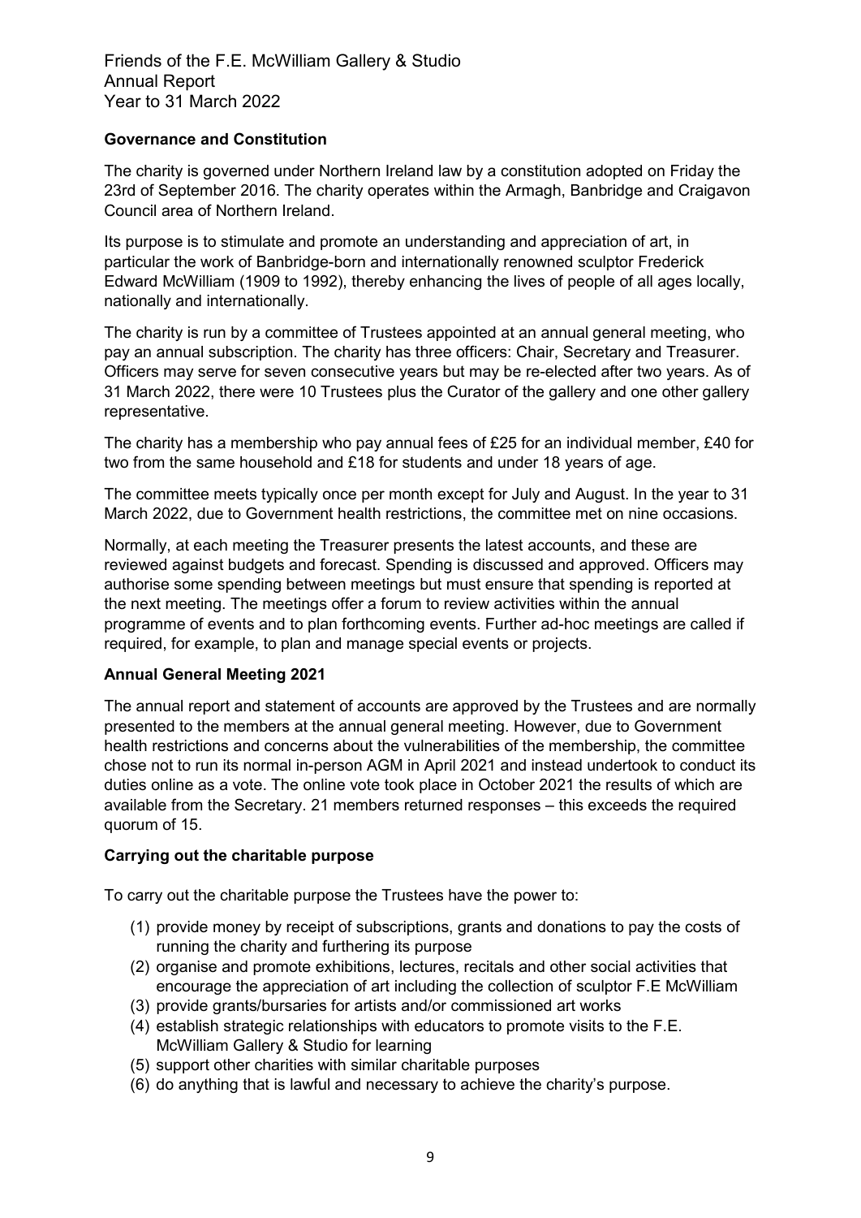### Governance and Constitution

The charity is governed under Northern Ireland law by a constitution adopted on Friday the 23rd of September 2016. The charity operates within the Armagh, Banbridge and Craigavon Council area of Northern Ireland.

Its purpose is to stimulate and promote an understanding and appreciation of art, in particular the work of Banbridge-born and internationally renowned sculptor Frederick Edward McWilliam (1909 to 1992), thereby enhancing the lives of people of all ages locally, nationally and internationally.

The charity is run by a committee of Trustees appointed at an annual general meeting, who pay an annual subscription. The charity has three officers: Chair, Secretary and Treasurer. Officers may serve for seven consecutive years but may be re-elected after two years. As of 31 March 2022, there were 10 Trustees plus the Curator of the gallery and one other gallery representative.

The charity has a membership who pay annual fees of £25 for an individual member, £40 for two from the same household and £18 for students and under 18 years of age.

The committee meets typically once per month except for July and August. In the year to 31 March 2022, due to Government health restrictions, the committee met on nine occasions.

Normally, at each meeting the Treasurer presents the latest accounts, and these are reviewed against budgets and forecast. Spending is discussed and approved. Officers may authorise some spending between meetings but must ensure that spending is reported at the next meeting. The meetings offer a forum to review activities within the annual programme of events and to plan forthcoming events. Further ad-hoc meetings are called if required, for example, to plan and manage special events or projects.

### Annual General Meeting 2021

The annual report and statement of accounts are approved by the Trustees and are normally presented to the members at the annual general meeting. However, due to Government health restrictions and concerns about the vulnerabilities of the membership, the committee chose not to run its normal in-person AGM in April 2021 and instead undertook to conduct its duties online as a vote. The online vote took place in October 2021 the results of which are available from the Secretary. 21 members returned responses – this exceeds the required quorum of 15.

### Carrying out the charitable purpose

To carry out the charitable purpose the Trustees have the power to:

(1) provide money by receipt of subscriptions, grants and donations to pay the costs of running the charity and furthering its purpose
(2) organise and promote exhibitions, lectures, recitals and other social activities that encourage the appreciation of art including the collection of sculptor F.E McWilliam
(3) provide grants/bursaries for artists and/or commissioned art works
(4) establish strategic relationships with educators to promote visits to the F.E. McWilliam Gallery & Studio for learning
(5) support other charities with similar charitable purposes
(6) do anything that is lawful and necessary to achieve the charity's purpose.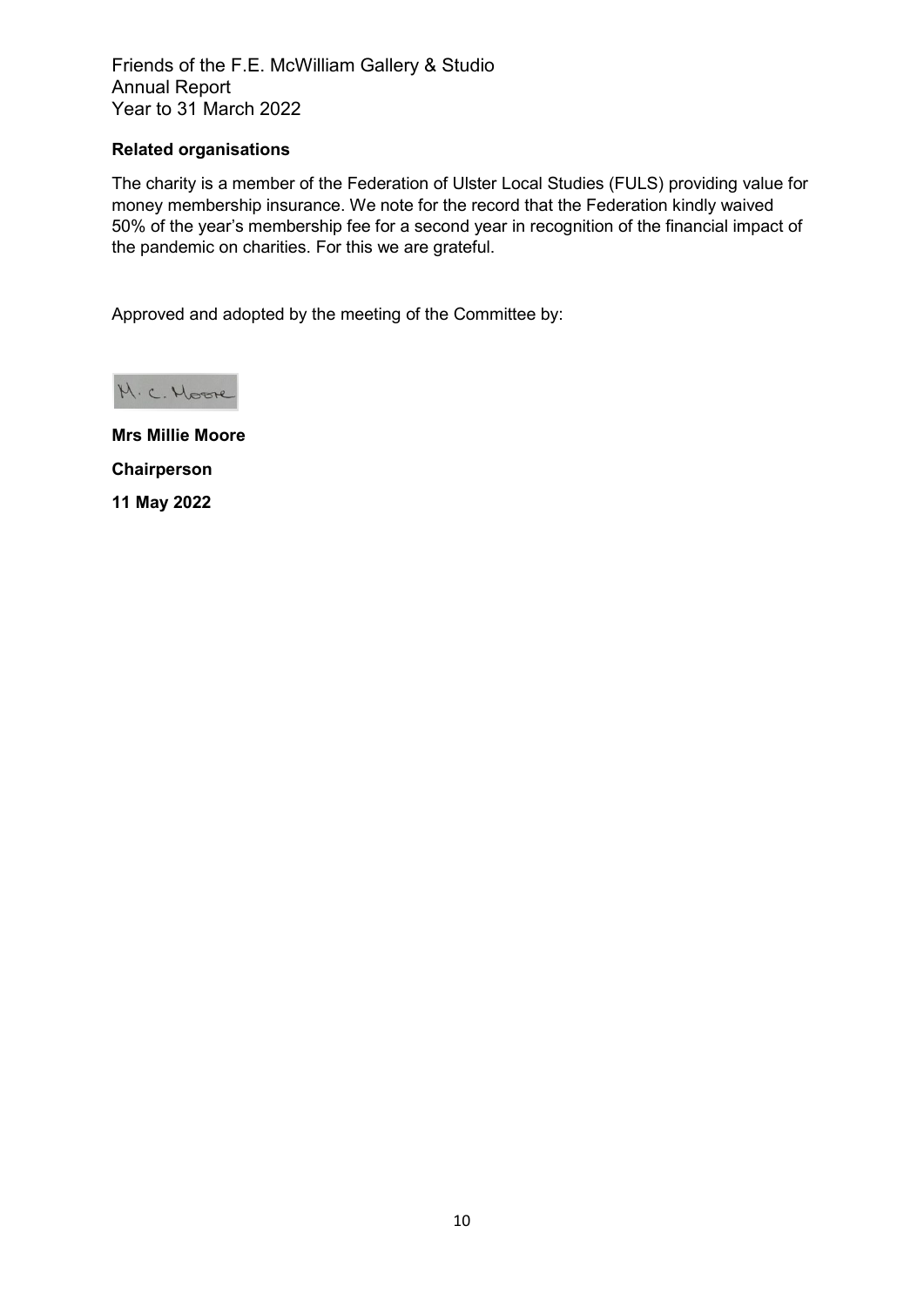## Related organisations

The charity is a member of the Federation of Ulster Local Studies (FULS) providing value for money membership insurance. We note for the record that the Federation kindly waived 50% of the year's membership fee for a second year in recognition of the financial impact of the pandemic on charities. For this we are grateful.

Approved and adopted by the meeting of the Committee by:

M. C. Moore

**Mrs Millie Moore**

**Chairperson**

**11 May 2022**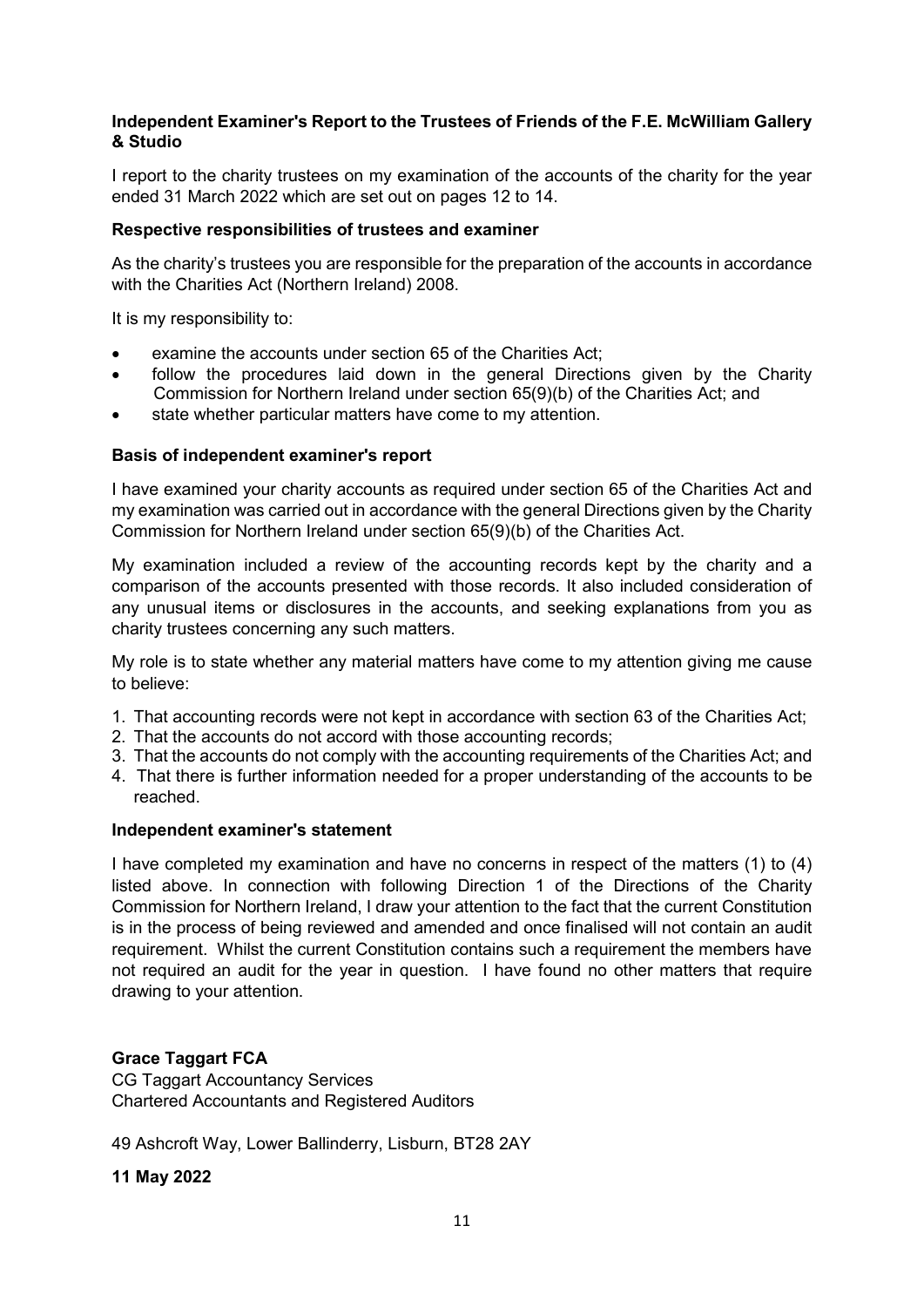**Independent Examiner's Report to the Trustees of Friends of the F.E. McWilliam Gallery & Studio**

I report to the charity trustees on my examination of the accounts of the charity for the year ended 31 March 2022 which are set out on pages 12 to 14.

**Respective responsibilities of trustees and examiner**

As the charity's trustees you are responsible for the preparation of the accounts in accordance with the Charities Act (Northern Ireland) 2008.

It is my responsibility to:

- examine the accounts under section 65 of the Charities Act;
- follow the procedures laid down in the general Directions given by the Charity Commission for Northern Ireland under section 65(9)(b) of the Charities Act; and
- state whether particular matters have come to my attention.

**Basis of independent examiner's report**

I have examined your charity accounts as required under section 65 of the Charities Act and my examination was carried out in accordance with the general Directions given by the Charity Commission for Northern Ireland under section 65(9)(b) of the Charities Act.

My examination included a review of the accounting records kept by the charity and a comparison of the accounts presented with those records. It also included consideration of any unusual items or disclosures in the accounts, and seeking explanations from you as charity trustees concerning any such matters.

My role is to state whether any material matters have come to my attention giving me cause to believe:

1. That accounting records were not kept in accordance with section 63 of the Charities Act;
2. That the accounts do not accord with those accounting records;
3. That the accounts do not comply with the accounting requirements of the Charities Act; and
4. That there is further information needed for a proper understanding of the accounts to be reached.

**Independent examiner's statement**

I have completed my examination and have no concerns in respect of the matters (1) to (4) listed above. In connection with following Direction 1 of the Directions of the Charity Commission for Northern Ireland, I draw your attention to the fact that the current Constitution is in the process of being reviewed and amended and once finalised will not contain an audit requirement. Whilst the current Constitution contains such a requirement the members have not required an audit for the year in question. I have found no other matters that require drawing to your attention.

**Grace Taggart FCA**
CG Taggart Accountancy Services
Chartered Accountants and Registered Auditors

49 Ashcroft Way, Lower Ballinderry, Lisburn, BT28 2AY

**11 May 2022**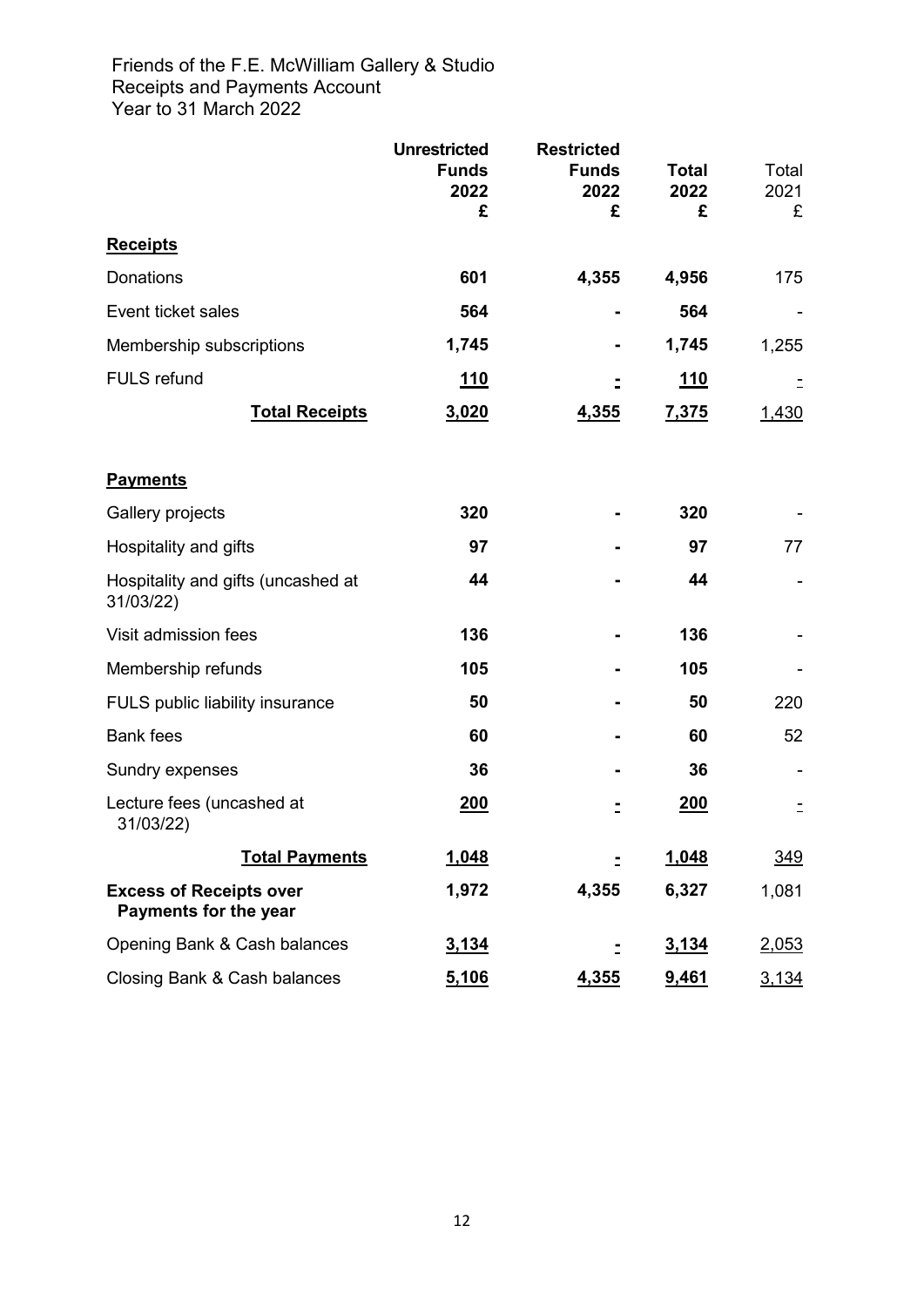Friends of the F.E. McWilliam Gallery & Studio
Receipts and Payments Account
Year to 31 March 2022

| | Unrestricted Funds 2022 £ | Restricted Funds 2022 £ | Total 2022 £ | Total 2021 £ |
|---|---|---|---|---|
| **Receipts** | | | | |
| Donations | 601 | 4,355 | 4,956 | 175 |
| Event ticket sales | 564 | - | 564 | - |
| Membership subscriptions | 1,745 | - | 1,745 | 1,255 |
| FULS refund | 110 | - | 110 | - |
| **Total Receipts** | 3,020 | 4,355 | 7,375 | 1,430 |
| **Payments** | | | | |
| Gallery projects | 320 | - | 320 | - |
| Hospitality and gifts | 97 | - | 97 | 77 |
| Hospitality and gifts (uncashed at 31/03/22) | 44 | - | 44 | - |
| Visit admission fees | 136 | - | 136 | - |
| Membership refunds | 105 | - | 105 | - |
| FULS public liability insurance | 50 | - | 50 | 220 |
| Bank fees | 60 | - | 60 | 52 |
| Sundry expenses | 36 | - | 36 | - |
| Lecture fees (uncashed at 31/03/22) | 200 | - | 200 | - |
| **Total Payments** | 1,048 | - | 1,048 | 349 |
| **Excess of Receipts over Payments for the year** | 1,972 | 4,355 | 6,327 | 1,081 |
| Opening Bank & Cash balances | 3,134 | - | 3,134 | 2,053 |
| Closing Bank & Cash balances | 5,106 | 4,355 | 9,461 | 3,134 |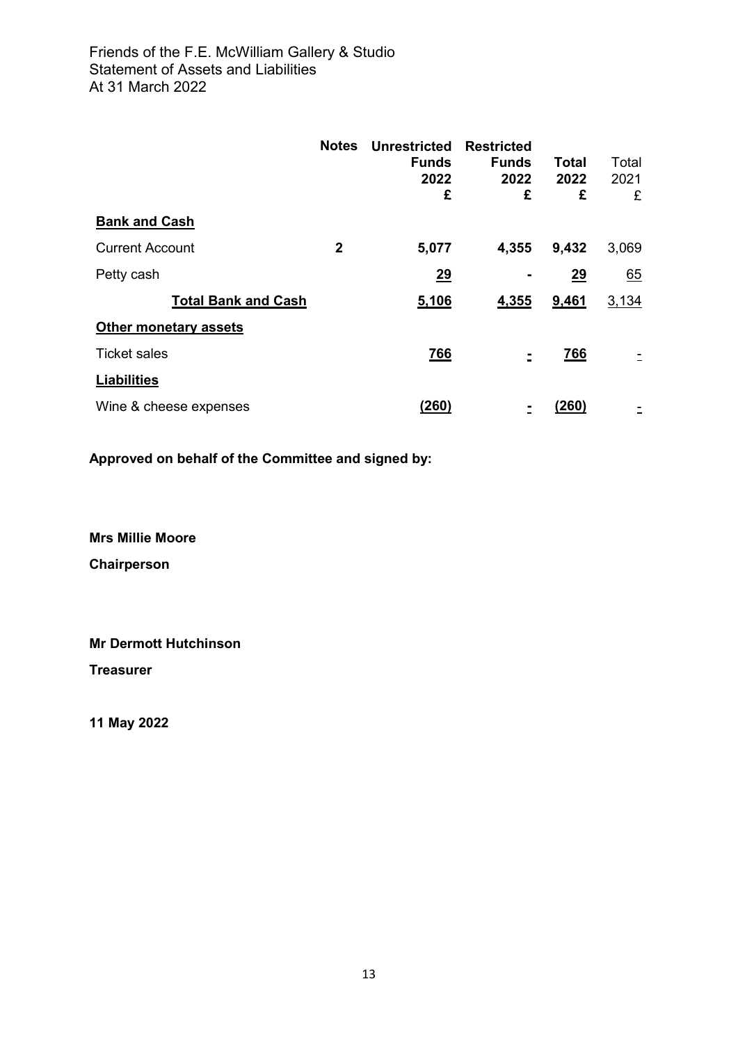Friends of the F.E. McWilliam Gallery & Studio
Statement of Assets and Liabilities
At 31 March 2022

| | Notes | Unrestricted Funds 2022 £ | Restricted Funds 2022 £ | Total 2022 £ | Total 2021 £ |
|---|---|---|---|---|---|
| **Bank and Cash** | | | | | |
| Current Account | **2** | **5,077** | **4,355** | **9,432** | 3,069 |
| Petty cash | | **29** | **-** | **29** | 65 |
| **Total Bank and Cash** | | **5,106** | **4,355** | **9,461** | 3,134 |
| **Other monetary assets** | | | | | |
| Ticket sales | | **766** | **-** | **766** | - |
| **Liabilities** | | | | | |
| Wine & cheese expenses | | **(260)** | **-** | **(260)** | - |

**Approved on behalf of the Committee and signed by:**

**Mrs Millie Moore**

**Chairperson**

**Mr Dermott Hutchinson**

**Treasurer**

**11 May 2022**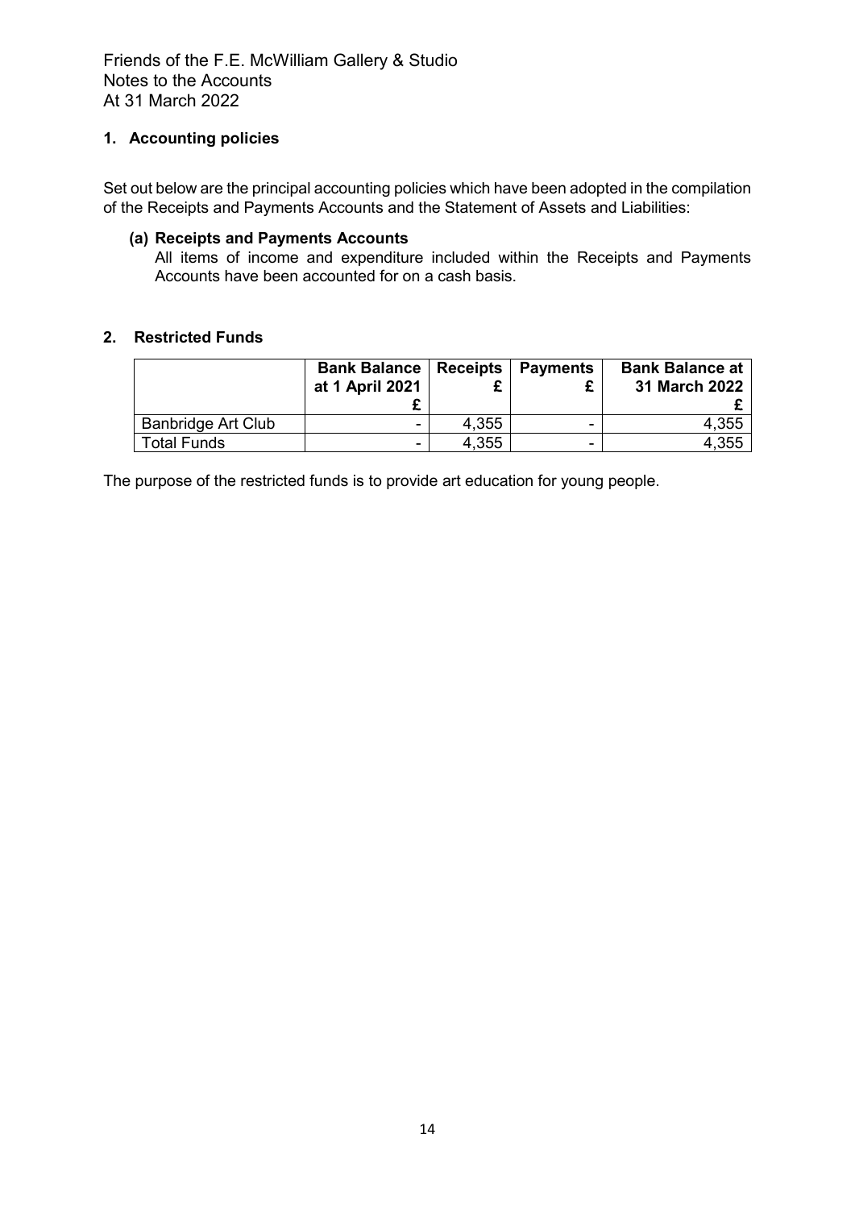Friends of the F.E. McWilliam Gallery & Studio
Notes to the Accounts
At 31 March 2022

## 1. Accounting policies

Set out below are the principal accounting policies which have been adopted in the compilation of the Receipts and Payments Accounts and the Statement of Assets and Liabilities:

### (a) Receipts and Payments Accounts

All items of income and expenditure included within the Receipts and Payments Accounts have been accounted for on a cash basis.

## 2. Restricted Funds

| | Bank Balance at 1 April 2021 £ | Receipts £ | Payments £ | Bank Balance at 31 March 2022 £ |
|---|---|---|---|---|
| Banbridge Art Club | - | 4,355 | - | 4,355 |
| Total Funds | - | 4,355 | - | 4,355 |

The purpose of the restricted funds is to provide art education for young people.